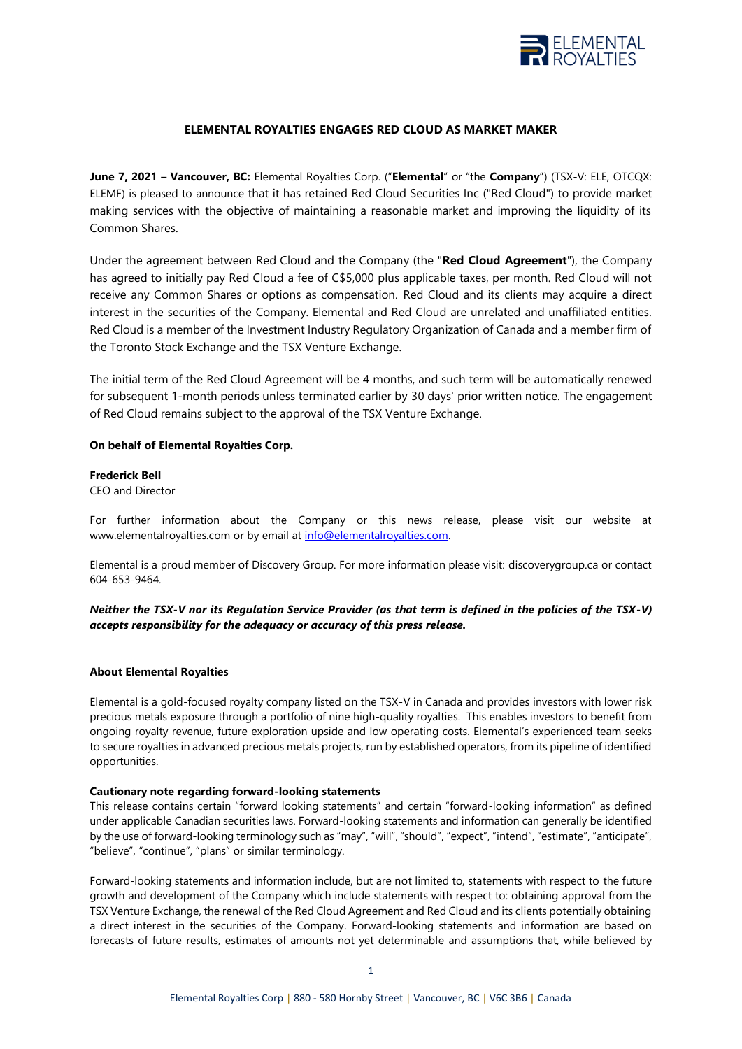# ELEMENTAL ROYALTIES ENGAGES RED CLOUD AS MARKET MAKER

**June 7, 2021 – Vancouver, BC:** Elemental Royalties Corp. ("**Elemental**" or "the **Company**") (TSX-V: ELE, OTCQX: ELEMF) is pleased to announce that it has retained Red Cloud Securities Inc ("Red Cloud") to provide market making services with the objective of maintaining a reasonable market and improving the liquidity of its Common Shares.

Under the agreement between Red Cloud and the Company (the "**Red Cloud Agreement**"), the Company has agreed to initially pay Red Cloud a fee of C$5,000 plus applicable taxes, per month. Red Cloud will not receive any Common Shares or options as compensation. Red Cloud and its clients may acquire a direct interest in the securities of the Company. Elemental and Red Cloud are unrelated and unaffiliated entities. Red Cloud is a member of the Investment Industry Regulatory Organization of Canada and a member firm of the Toronto Stock Exchange and the TSX Venture Exchange.

The initial term of the Red Cloud Agreement will be 4 months, and such term will be automatically renewed for subsequent 1-month periods unless terminated earlier by 30 days' prior written notice. The engagement of Red Cloud remains subject to the approval of the TSX Venture Exchange.

**On behalf of Elemental Royalties Corp.**

**Frederick Bell**
CEO and Director

For further information about the Company or this news release, please visit our website at www.elementalroyalties.com or by email at info@elementalroyalties.com.

Elemental is a proud member of Discovery Group. For more information please visit: discoverygroup.ca or contact 604-653-9464.

***Neither the TSX-V nor its Regulation Service Provider (as that term is defined in the policies of the TSX-V) accepts responsibility for the adequacy or accuracy of this press release.***

**About Elemental Royalties**

Elemental is a gold-focused royalty company listed on the TSX-V in Canada and provides investors with lower risk precious metals exposure through a portfolio of nine high-quality royalties. This enables investors to benefit from ongoing royalty revenue, future exploration upside and low operating costs. Elemental's experienced team seeks to secure royalties in advanced precious metals projects, run by established operators, from its pipeline of identified opportunities.

**Cautionary note regarding forward-looking statements**

This release contains certain "forward looking statements" and certain "forward-looking information" as defined under applicable Canadian securities laws. Forward-looking statements and information can generally be identified by the use of forward-looking terminology such as "may", "will", "should", "expect", "intend", "estimate", "anticipate", "believe", "continue", "plans" or similar terminology.

Forward-looking statements and information include, but are not limited to, statements with respect to the future growth and development of the Company which include statements with respect to: obtaining approval from the TSX Venture Exchange, the renewal of the Red Cloud Agreement and Red Cloud and its clients potentially obtaining a direct interest in the securities of the Company. Forward-looking statements and information are based on forecasts of future results, estimates of amounts not yet determinable and assumptions that, while believed by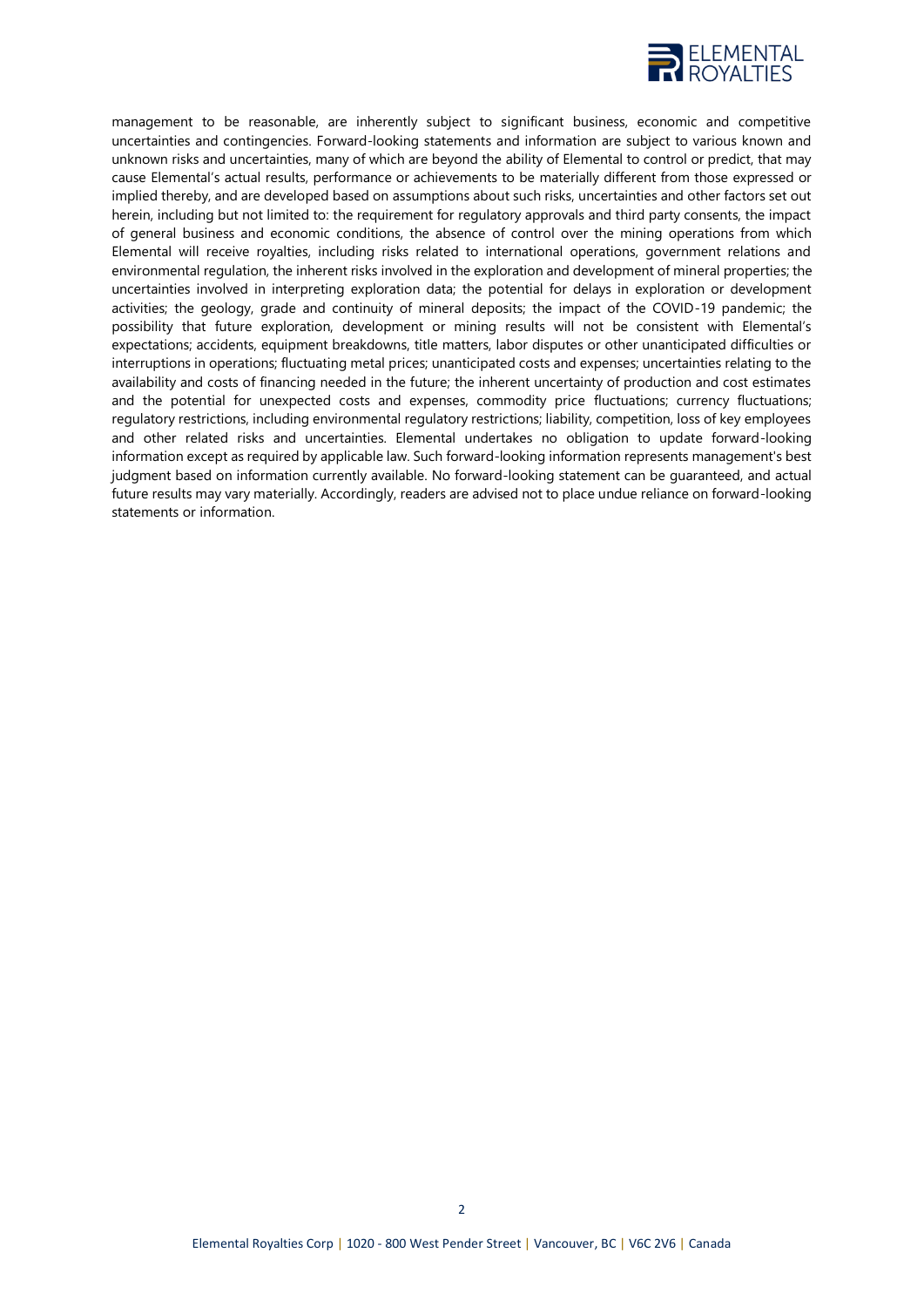management to be reasonable, are inherently subject to significant business, economic and competitive uncertainties and contingencies. Forward-looking statements and information are subject to various known and unknown risks and uncertainties, many of which are beyond the ability of Elemental to control or predict, that may cause Elemental's actual results, performance or achievements to be materially different from those expressed or implied thereby, and are developed based on assumptions about such risks, uncertainties and other factors set out herein, including but not limited to: the requirement for regulatory approvals and third party consents, the impact of general business and economic conditions, the absence of control over the mining operations from which Elemental will receive royalties, including risks related to international operations, government relations and environmental regulation, the inherent risks involved in the exploration and development of mineral properties; the uncertainties involved in interpreting exploration data; the potential for delays in exploration or development activities; the geology, grade and continuity of mineral deposits; the impact of the COVID-19 pandemic; the possibility that future exploration, development or mining results will not be consistent with Elemental's expectations; accidents, equipment breakdowns, title matters, labor disputes or other unanticipated difficulties or interruptions in operations; fluctuating metal prices; unanticipated costs and expenses; uncertainties relating to the availability and costs of financing needed in the future; the inherent uncertainty of production and cost estimates and the potential for unexpected costs and expenses, commodity price fluctuations; currency fluctuations; regulatory restrictions, including environmental regulatory restrictions; liability, competition, loss of key employees and other related risks and uncertainties. Elemental undertakes no obligation to update forward-looking information except as required by applicable law. Such forward-looking information represents management's best judgment based on information currently available. No forward-looking statement can be guaranteed, and actual future results may vary materially. Accordingly, readers are advised not to place undue reliance on forward-looking statements or information.